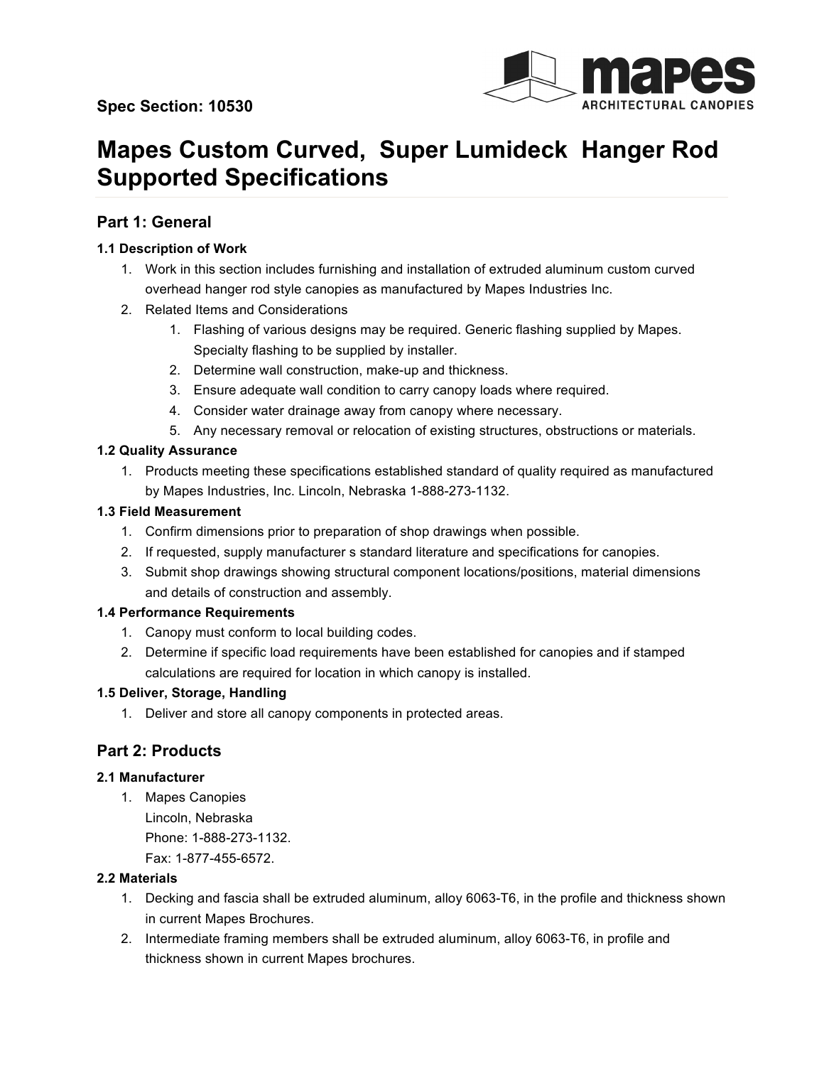**Spec Section: 10530**

# Mapes Custom Curved, Super Lumideck Hanger Rod Supported Specifications

## Part 1: General

### 1.1 Description of Work

1. Work in this section includes furnishing and installation of extruded aluminum custom curved overhead hanger rod style canopies as manufactured by Mapes Industries Inc.
2. Related Items and Considerations
    1. Flashing of various designs may be required. Generic flashing supplied by Mapes. Specialty flashing to be supplied by installer.
    2. Determine wall construction, make-up and thickness.
    3. Ensure adequate wall condition to carry canopy loads where required.
    4. Consider water drainage away from canopy where necessary.
    5. Any necessary removal or relocation of existing structures, obstructions or materials.

### 1.2 Quality Assurance

1. Products meeting these specifications established standard of quality required as manufactured by Mapes Industries, Inc. Lincoln, Nebraska 1-888-273-1132.

### 1.3 Field Measurement

1. Confirm dimensions prior to preparation of shop drawings when possible.
2. If requested, supply manufacturer s standard literature and specifications for canopies.
3. Submit shop drawings showing structural component locations/positions, material dimensions and details of construction and assembly.

### 1.4 Performance Requirements

1. Canopy must conform to local building codes.
2. Determine if specific load requirements have been established for canopies and if stamped calculations are required for location in which canopy is installed.

### 1.5 Deliver, Storage, Handling

1. Deliver and store all canopy components in protected areas.

## Part 2: Products

### 2.1 Manufacturer

1. Mapes Canopies
   Lincoln, Nebraska
   Phone: 1-888-273-1132.
   Fax: 1-877-455-6572.

### 2.2 Materials

1. Decking and fascia shall be extruded aluminum, alloy 6063-T6, in the profile and thickness shown in current Mapes Brochures.
2. Intermediate framing members shall be extruded aluminum, alloy 6063-T6, in profile and thickness shown in current Mapes brochures.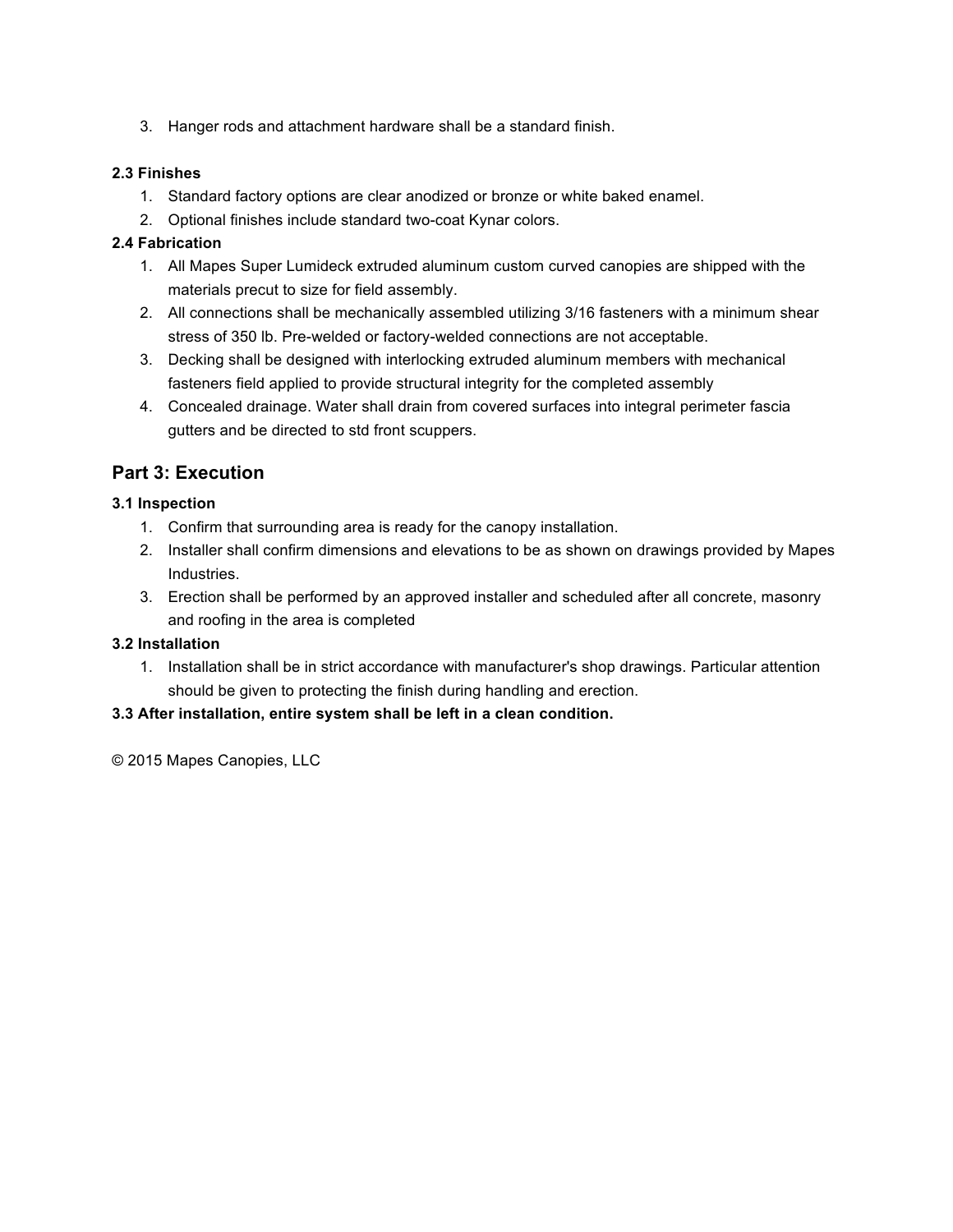3. Hanger rods and attachment hardware shall be a standard finish.

**2.3 Finishes**

1. Standard factory options are clear anodized or bronze or white baked enamel.
2. Optional finishes include standard two-coat Kynar colors.

**2.4 Fabrication**

1. All Mapes Super Lumideck extruded aluminum custom curved canopies are shipped with the materials precut to size for field assembly.
2. All connections shall be mechanically assembled utilizing 3/16 fasteners with a minimum shear stress of 350 lb. Pre-welded or factory-welded connections are not acceptable.
3. Decking shall be designed with interlocking extruded aluminum members with mechanical fasteners field applied to provide structural integrity for the completed assembly
4. Concealed drainage. Water shall drain from covered surfaces into integral perimeter fascia gutters and be directed to std front scuppers.

## Part 3: Execution

**3.1 Inspection**

1. Confirm that surrounding area is ready for the canopy installation.
2. Installer shall confirm dimensions and elevations to be as shown on drawings provided by Mapes Industries.
3. Erection shall be performed by an approved installer and scheduled after all concrete, masonry and roofing in the area is completed

**3.2 Installation**

1. Installation shall be in strict accordance with manufacturer's shop drawings. Particular attention should be given to protecting the finish during handling and erection.

**3.3 After installation, entire system shall be left in a clean condition.**

© 2015 Mapes Canopies, LLC